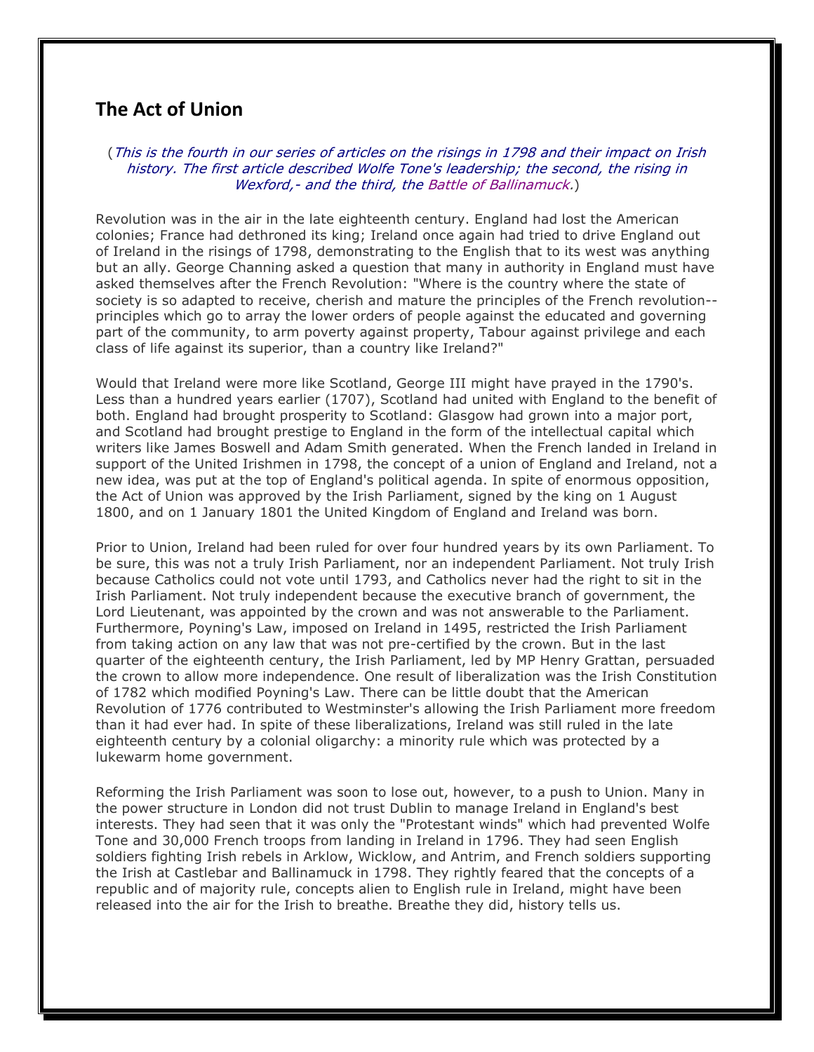## The Act of Union

(*This is the fourth in our series of articles on the risings in 1798 and their impact on Irish history. The first article described Wolfe Tone's leadership; the second, the rising in Wexford,- and the third, the Battle of Ballinamuck.*)

Revolution was in the air in the late eighteenth century. England had lost the American colonies; France had dethroned its king; Ireland once again had tried to drive England out of Ireland in the risings of 1798, demonstrating to the English that to its west was anything but an ally. George Channing asked a question that many in authority in England must have asked themselves after the French Revolution: "Where is the country where the state of society is so adapted to receive, cherish and mature the principles of the French revolution--principles which go to array the lower orders of people against the educated and governing part of the community, to arm poverty against property, Tabour against privilege and each class of life against its superior, than a country like Ireland?"

Would that Ireland were more like Scotland, George III might have prayed in the 1790's. Less than a hundred years earlier (1707), Scotland had united with England to the benefit of both. England had brought prosperity to Scotland: Glasgow had grown into a major port, and Scotland had brought prestige to England in the form of the intellectual capital which writers like James Boswell and Adam Smith generated. When the French landed in Ireland in support of the United Irishmen in 1798, the concept of a union of England and Ireland, not a new idea, was put at the top of England's political agenda. In spite of enormous opposition, the Act of Union was approved by the Irish Parliament, signed by the king on 1 August 1800, and on 1 January 1801 the United Kingdom of England and Ireland was born.

Prior to Union, Ireland had been ruled for over four hundred years by its own Parliament. To be sure, this was not a truly Irish Parliament, nor an independent Parliament. Not truly Irish because Catholics could not vote until 1793, and Catholics never had the right to sit in the Irish Parliament. Not truly independent because the executive branch of government, the Lord Lieutenant, was appointed by the crown and was not answerable to the Parliament. Furthermore, Poyning's Law, imposed on Ireland in 1495, restricted the Irish Parliament from taking action on any law that was not pre-certified by the crown. But in the last quarter of the eighteenth century, the Irish Parliament, led by MP Henry Grattan, persuaded the crown to allow more independence. One result of liberalization was the Irish Constitution of 1782 which modified Poyning's Law. There can be little doubt that the American Revolution of 1776 contributed to Westminster's allowing the Irish Parliament more freedom than it had ever had. In spite of these liberalizations, Ireland was still ruled in the late eighteenth century by a colonial oligarchy: a minority rule which was protected by a lukewarm home government.

Reforming the Irish Parliament was soon to lose out, however, to a push to Union. Many in the power structure in London did not trust Dublin to manage Ireland in England's best interests. They had seen that it was only the "Protestant winds" which had prevented Wolfe Tone and 30,000 French troops from landing in Ireland in 1796. They had seen English soldiers fighting Irish rebels in Arklow, Wicklow, and Antrim, and French soldiers supporting the Irish at Castlebar and Ballinamuck in 1798. They rightly feared that the concepts of a republic and of majority rule, concepts alien to English rule in Ireland, might have been released into the air for the Irish to breathe. Breathe they did, history tells us.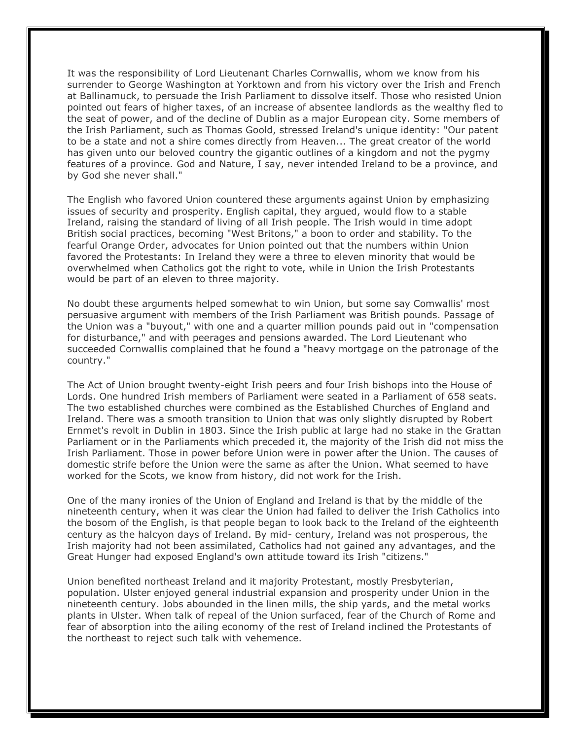It was the responsibility of Lord Lieutenant Charles Cornwallis, whom we know from his surrender to George Washington at Yorktown and from his victory over the Irish and French at Ballinamuck, to persuade the Irish Parliament to dissolve itself. Those who resisted Union pointed out fears of higher taxes, of an increase of absentee landlords as the wealthy fled to the seat of power, and of the decline of Dublin as a major European city. Some members of the Irish Parliament, such as Thomas Goold, stressed Ireland's unique identity: "Our patent to be a state and not a shire comes directly from Heaven... The great creator of the world has given unto our beloved country the gigantic outlines of a kingdom and not the pygmy features of a province. God and Nature, I say, never intended Ireland to be a province, and by God she never shall."

The English who favored Union countered these arguments against Union by emphasizing issues of security and prosperity. English capital, they argued, would flow to a stable Ireland, raising the standard of living of all Irish people. The Irish would in time adopt British social practices, becoming "West Britons," a boon to order and stability. To the fearful Orange Order, advocates for Union pointed out that the numbers within Union favored the Protestants: In Ireland they were a three to eleven minority that would be overwhelmed when Catholics got the right to vote, while in Union the Irish Protestants would be part of an eleven to three majority.

No doubt these arguments helped somewhat to win Union, but some say Comwallis' most persuasive argument with members of the Irish Parliament was British pounds. Passage of the Union was a "buyout," with one and a quarter million pounds paid out in "compensation for disturbance," and with peerages and pensions awarded. The Lord Lieutenant who succeeded Cornwallis complained that he found a "heavy mortgage on the patronage of the country."

The Act of Union brought twenty-eight Irish peers and four Irish bishops into the House of Lords. One hundred Irish members of Parliament were seated in a Parliament of 658 seats. The two established churches were combined as the Established Churches of England and Ireland. There was a smooth transition to Union that was only slightly disrupted by Robert Ernmet's revolt in Dublin in 1803. Since the Irish public at large had no stake in the Grattan Parliament or in the Parliaments which preceded it, the majority of the Irish did not miss the Irish Parliament. Those in power before Union were in power after the Union. The causes of domestic strife before the Union were the same as after the Union. What seemed to have worked for the Scots, we know from history, did not work for the Irish.

One of the many ironies of the Union of England and Ireland is that by the middle of the nineteenth century, when it was clear the Union had failed to deliver the Irish Catholics into the bosom of the English, is that people began to look back to the Ireland of the eighteenth century as the halcyon days of Ireland. By mid- century, Ireland was not prosperous, the Irish majority had not been assimilated, Catholics had not gained any advantages, and the Great Hunger had exposed England's own attitude toward its Irish "citizens."

Union benefited northeast Ireland and it majority Protestant, mostly Presbyterian, population. Ulster enjoyed general industrial expansion and prosperity under Union in the nineteenth century. Jobs abounded in the linen mills, the ship yards, and the metal works plants in Ulster. When talk of repeal of the Union surfaced, fear of the Church of Rome and fear of absorption into the ailing economy of the rest of Ireland inclined the Protestants of the northeast to reject such talk with vehemence.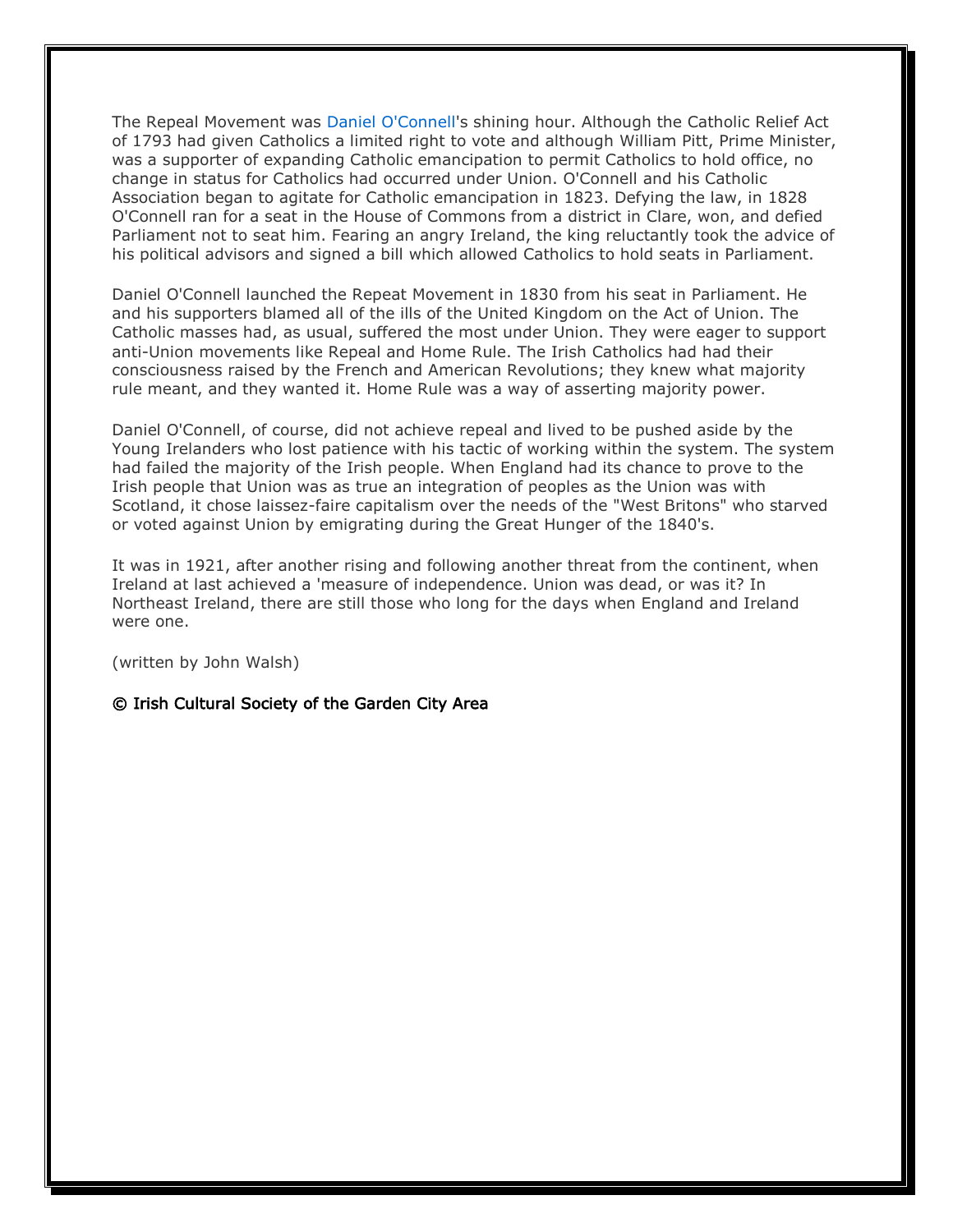The Repeal Movement was Daniel O'Connell's shining hour. Although the Catholic Relief Act of 1793 had given Catholics a limited right to vote and although William Pitt, Prime Minister, was a supporter of expanding Catholic emancipation to permit Catholics to hold office, no change in status for Catholics had occurred under Union. O'Connell and his Catholic Association began to agitate for Catholic emancipation in 1823. Defying the law, in 1828 O'Connell ran for a seat in the House of Commons from a district in Clare, won, and defied Parliament not to seat him. Fearing an angry Ireland, the king reluctantly took the advice of his political advisors and signed a bill which allowed Catholics to hold seats in Parliament.

Daniel O'Connell launched the Repeat Movement in 1830 from his seat in Parliament. He and his supporters blamed all of the ills of the United Kingdom on the Act of Union. The Catholic masses had, as usual, suffered the most under Union. They were eager to support anti-Union movements like Repeal and Home Rule. The Irish Catholics had had their consciousness raised by the French and American Revolutions; they knew what majority rule meant, and they wanted it. Home Rule was a way of asserting majority power.

Daniel O'Connell, of course, did not achieve repeal and lived to be pushed aside by the Young Irelanders who lost patience with his tactic of working within the system. The system had failed the majority of the Irish people. When England had its chance to prove to the Irish people that Union was as true an integration of peoples as the Union was with Scotland, it chose laissez-faire capitalism over the needs of the "West Britons" who starved or voted against Union by emigrating during the Great Hunger of the 1840's.

It was in 1921, after another rising and following another threat from the continent, when Ireland at last achieved a 'measure of independence. Union was dead, or was it? In Northeast Ireland, there are still those who long for the days when England and Ireland were one.

(written by John Walsh)

© Irish Cultural Society of the Garden City Area